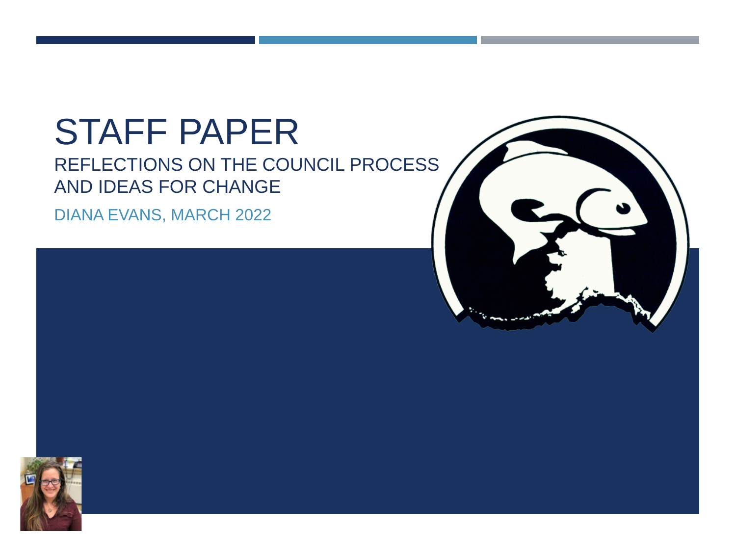# STAFF PAPER

## REFLECTIONS ON THE COUNCIL PROCESS AND IDEAS FOR CHANGE

DIANA EVANS, MARCH 2022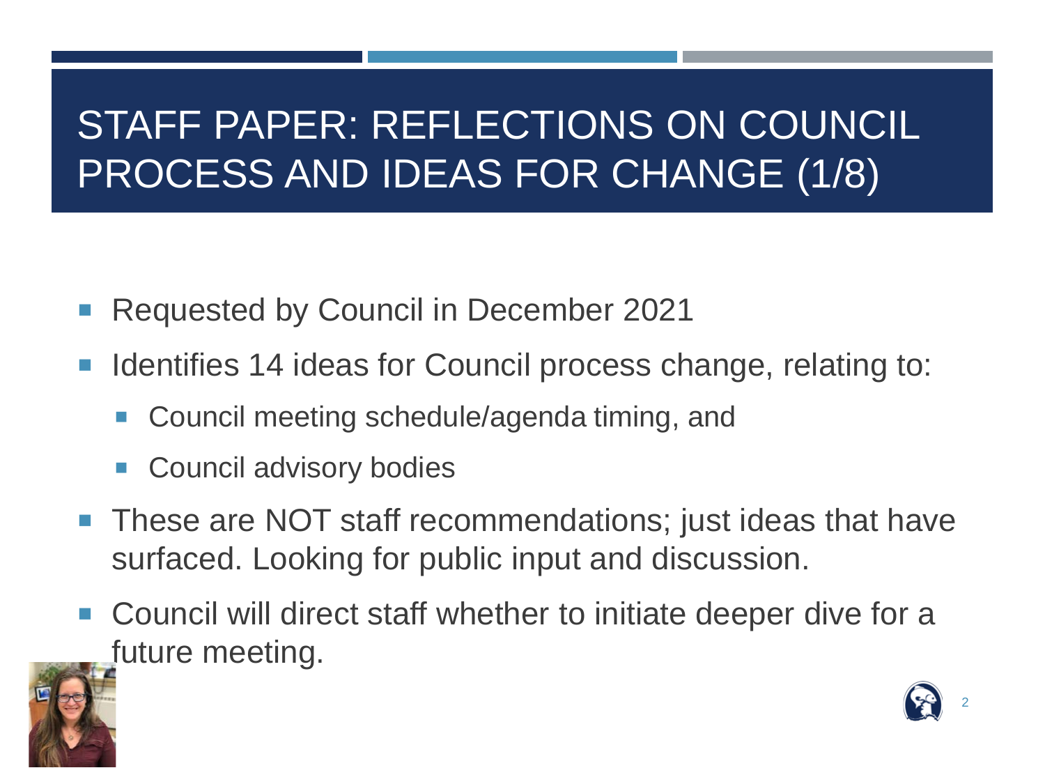# STAFF PAPER: REFLECTIONS ON COUNCIL PROCESS AND IDEAS FOR CHANGE (1/8)

- Requested by Council in December 2021
- Identifies 14 ideas for Council process change, relating to:
  - Council meeting schedule/agenda timing, and
  - Council advisory bodies
- These are NOT staff recommendations; just ideas that have surfaced. Looking for public input and discussion.
- Council will direct staff whether to initiate deeper dive for a future meeting.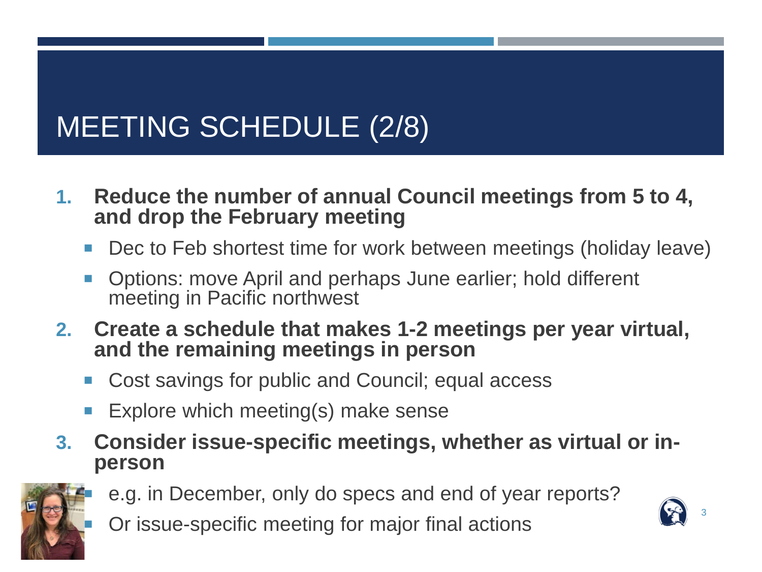# MEETING SCHEDULE (2/8)

1. **Reduce the number of annual Council meetings from 5 to 4, and drop the February meeting**
   - Dec to Feb shortest time for work between meetings (holiday leave)
   - Options: move April and perhaps June earlier; hold different meeting in Pacific northwest
2. **Create a schedule that makes 1-2 meetings per year virtual, and the remaining meetings in person**
   - Cost savings for public and Council; equal access
   - Explore which meeting(s) make sense
3. **Consider issue-specific meetings, whether as virtual or in-person**
   - e.g. in December, only do specs and end of year reports?
   - Or issue-specific meeting for major final actions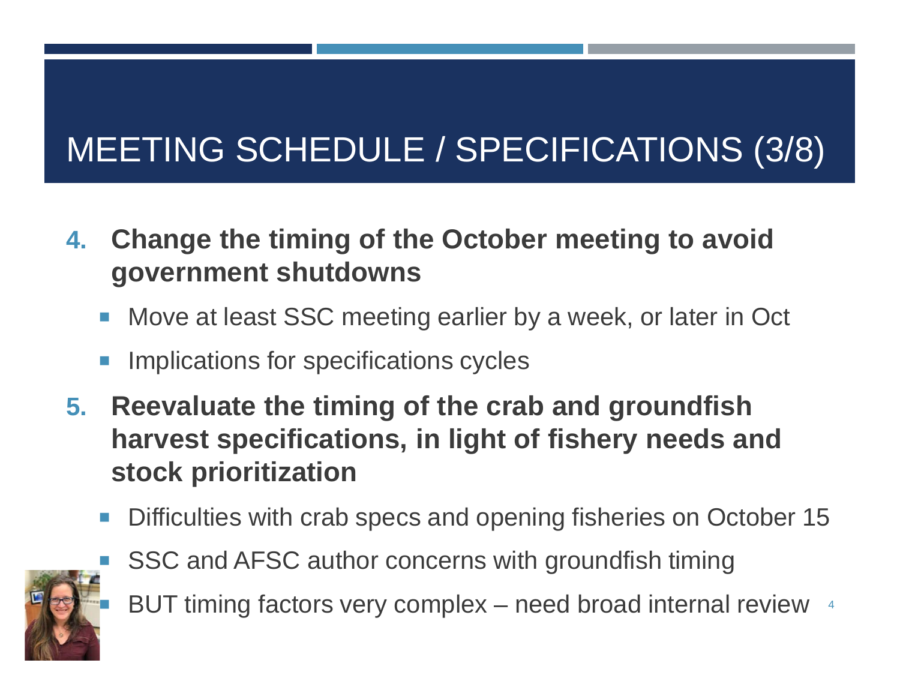# MEETING SCHEDULE / SPECIFICATIONS (3/8)

4. **Change the timing of the October meeting to avoid government shutdowns**
   - Move at least SSC meeting earlier by a week, or later in Oct
   - Implications for specifications cycles
5. **Reevaluate the timing of the crab and groundfish harvest specifications, in light of fishery needs and stock prioritization**
   - Difficulties with crab specs and opening fisheries on October 15
   - SSC and AFSC author concerns with groundfish timing
   - BUT timing factors very complex – need broad internal review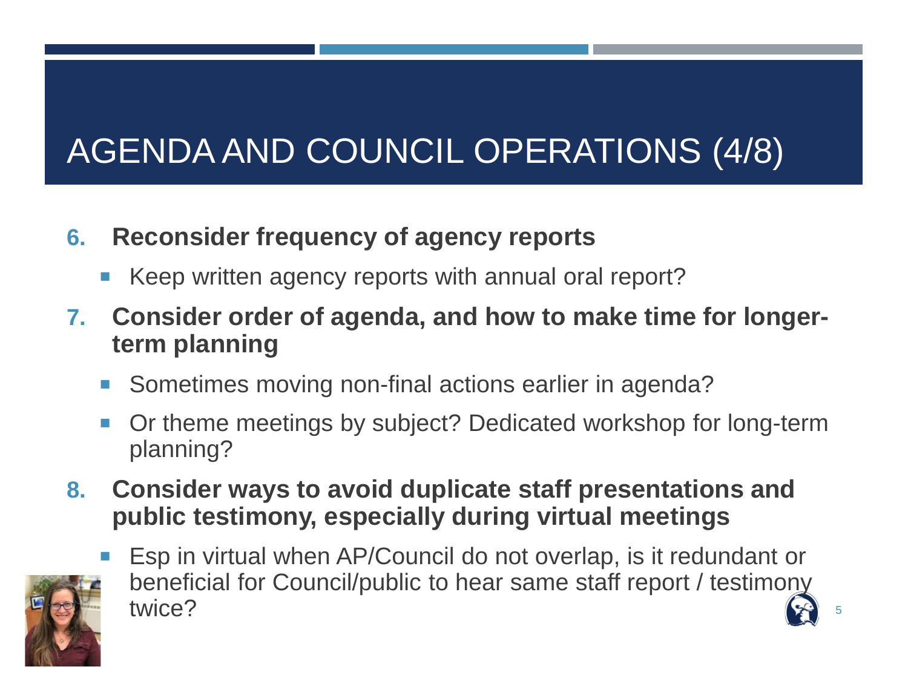# AGENDA AND COUNCIL OPERATIONS (4/8)

6. **Reconsider frequency of agency reports**
   - Keep written agency reports with annual oral report?
7. **Consider order of agenda, and how to make time for longer-term planning**
   - Sometimes moving non-final actions earlier in agenda?
   - Or theme meetings by subject? Dedicated workshop for long-term planning?
8. **Consider ways to avoid duplicate staff presentations and public testimony, especially during virtual meetings**
   - Esp in virtual when AP/Council do not overlap, is it redundant or beneficial for Council/public to hear same staff report / testimony twice?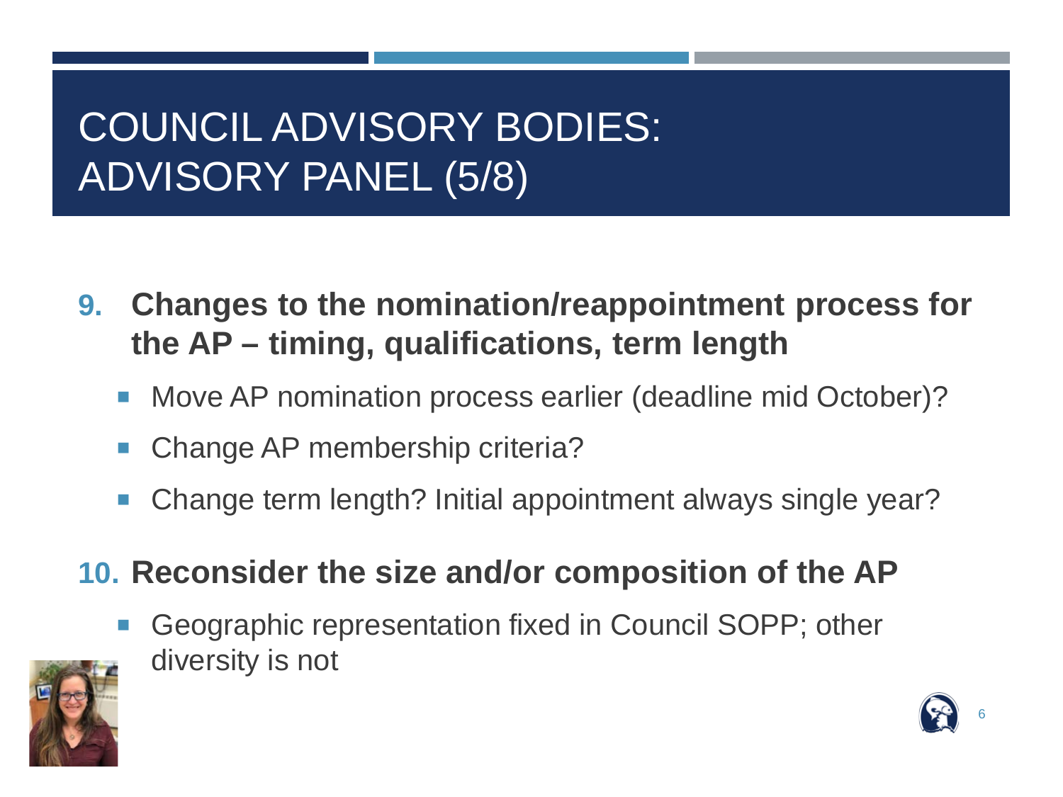# COUNCIL ADVISORY BODIES: ADVISORY PANEL (5/8)

9. **Changes to the nomination/reappointment process for the AP – timing, qualifications, term length**
   - Move AP nomination process earlier (deadline mid October)?
   - Change AP membership criteria?
   - Change term length? Initial appointment always single year?

10. **Reconsider the size and/or composition of the AP**
    - Geographic representation fixed in Council SOPP; other diversity is not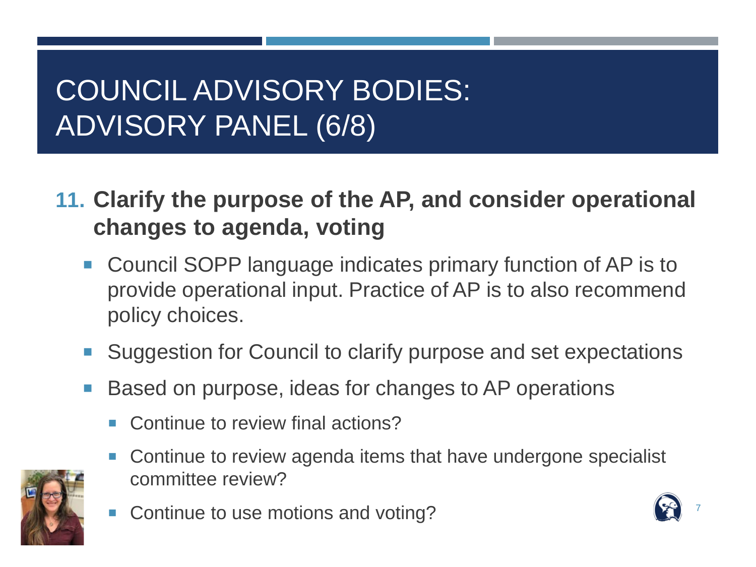# COUNCIL ADVISORY BODIES: ADVISORY PANEL (6/8)

**11. Clarify the purpose of the AP, and consider operational changes to agenda, voting**

- Council SOPP language indicates primary function of AP is to provide operational input. Practice of AP is to also recommend policy choices.
- Suggestion for Council to clarify purpose and set expectations
- Based on purpose, ideas for changes to AP operations
  - Continue to review final actions?
  - Continue to review agenda items that have undergone specialist committee review?
  - Continue to use motions and voting?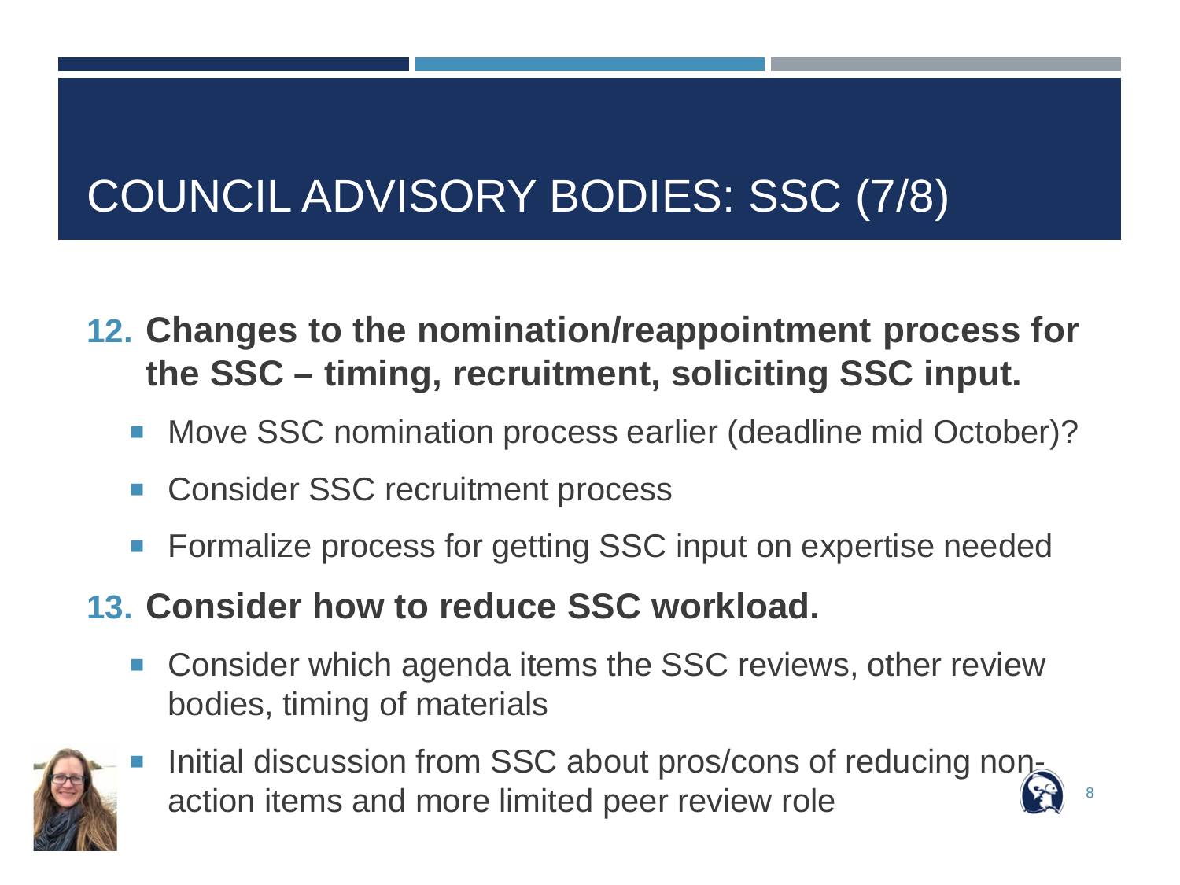# COUNCIL ADVISORY BODIES: SSC (7/8)

12. **Changes to the nomination/reappointment process for the SSC – timing, recruitment, soliciting SSC input.**
    - Move SSC nomination process earlier (deadline mid October)?
    - Consider SSC recruitment process
    - Formalize process for getting SSC input on expertise needed
13. **Consider how to reduce SSC workload.**
    - Consider which agenda items the SSC reviews, other review bodies, timing of materials
    - Initial discussion from SSC about pros/cons of reducing non-action items and more limited peer review role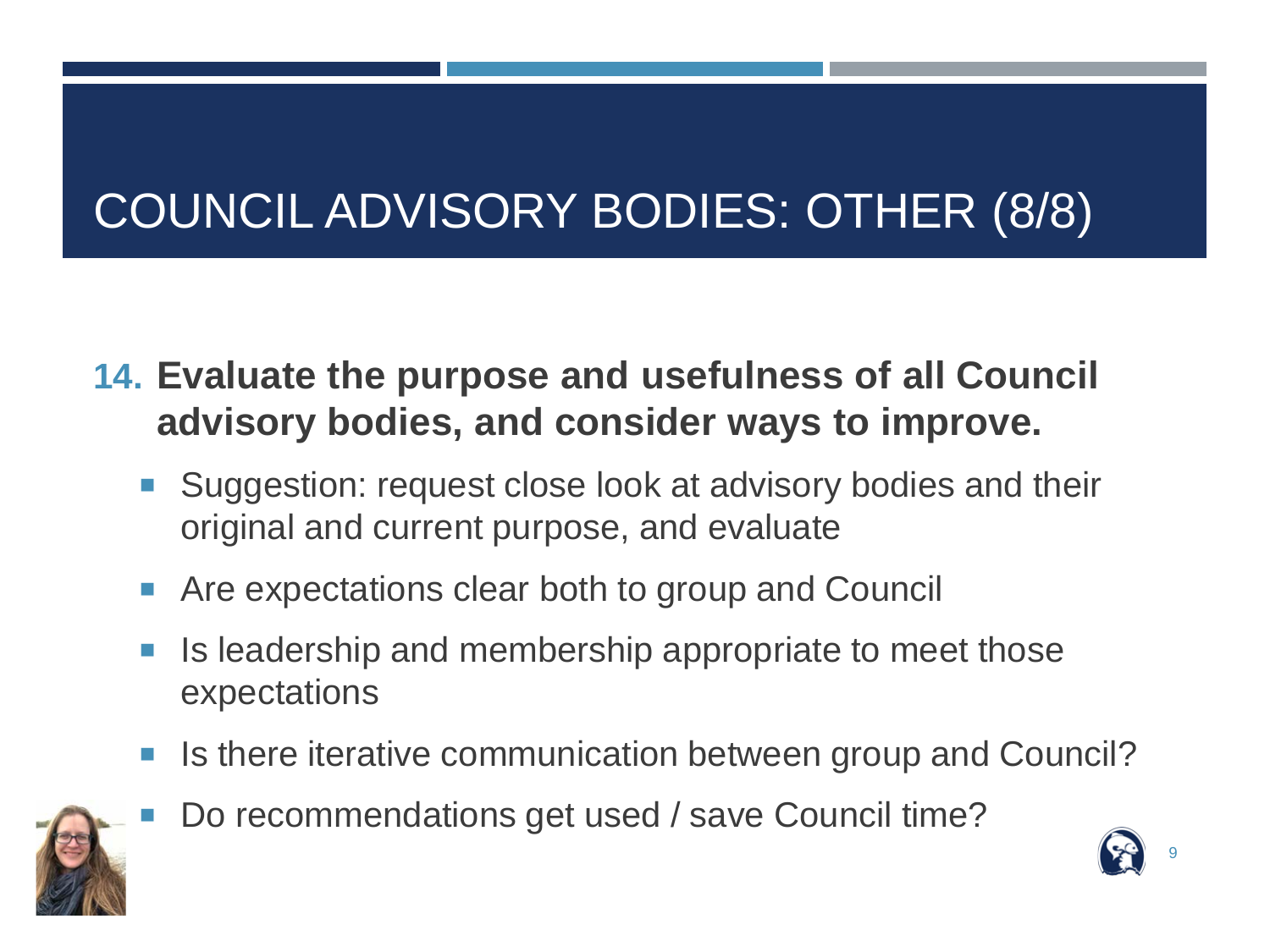# COUNCIL ADVISORY BODIES: OTHER (8/8)

**14. Evaluate the purpose and usefulness of all Council advisory bodies, and consider ways to improve.**

- Suggestion: request close look at advisory bodies and their original and current purpose, and evaluate
- Are expectations clear both to group and Council
- Is leadership and membership appropriate to meet those expectations
- Is there iterative communication between group and Council?
- Do recommendations get used / save Council time?